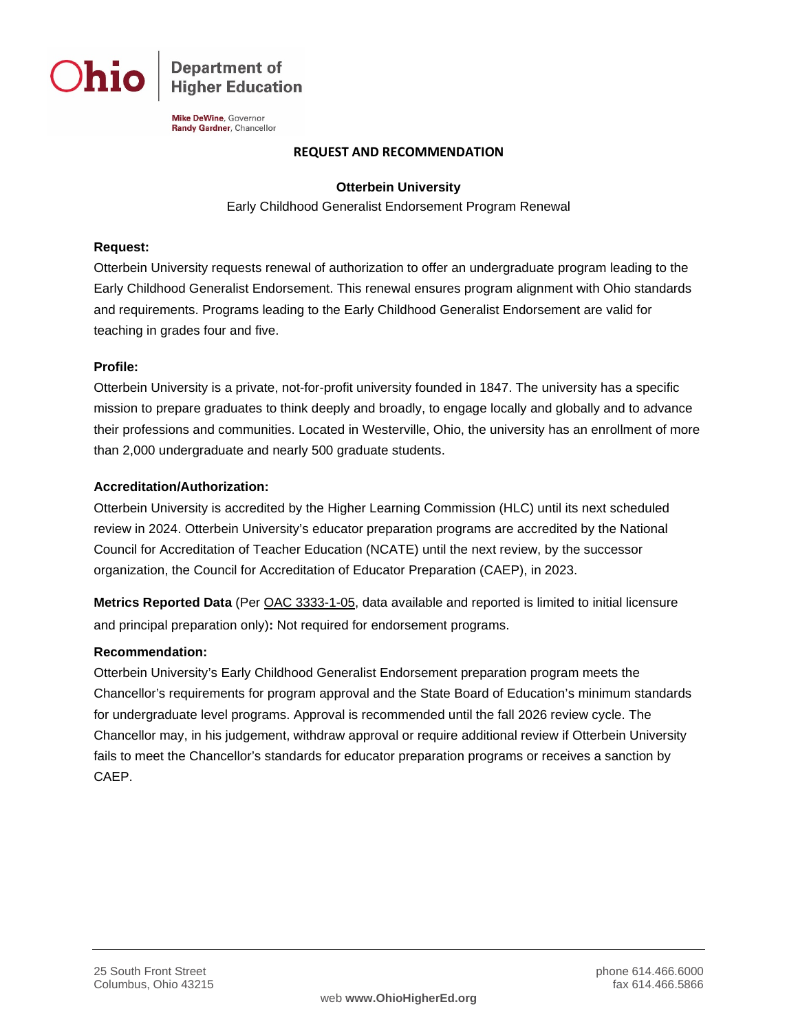**Ohio** | Department of Higher Education

**Mike DeWine**, Governor
**Randy Gardner**, Chancellor

# REQUEST AND RECOMMENDATION

**Otterbein University**

Early Childhood Generalist Endorsement Program Renewal

**Request:**

Otterbein University requests renewal of authorization to offer an undergraduate program leading to the Early Childhood Generalist Endorsement. This renewal ensures program alignment with Ohio standards and requirements. Programs leading to the Early Childhood Generalist Endorsement are valid for teaching in grades four and five.

**Profile:**

Otterbein University is a private, not-for-profit university founded in 1847. The university has a specific mission to prepare graduates to think deeply and broadly, to engage locally and globally and to advance their professions and communities. Located in Westerville, Ohio, the university has an enrollment of more than 2,000 undergraduate and nearly 500 graduate students.

**Accreditation/Authorization:**

Otterbein University is accredited by the Higher Learning Commission (HLC) until its next scheduled review in 2024. Otterbein University's educator preparation programs are accredited by the National Council for Accreditation of Teacher Education (NCATE) until the next review, by the successor organization, the Council for Accreditation of Educator Preparation (CAEP), in 2023.

**Metrics Reported Data** (Per OAC 3333-1-05, data available and reported is limited to initial licensure and principal preparation only)**:** Not required for endorsement programs.

**Recommendation:**

Otterbein University's Early Childhood Generalist Endorsement preparation program meets the Chancellor's requirements for program approval and the State Board of Education's minimum standards for undergraduate level programs. Approval is recommended until the fall 2026 review cycle. The Chancellor may, in his judgement, withdraw approval or require additional review if Otterbein University fails to meet the Chancellor's standards for educator preparation programs or receives a sanction by CAEP.

25 South Front Street
Columbus, Ohio 43215

phone 614.466.6000
fax 614.466.5866

web **www.OhioHigherEd.org**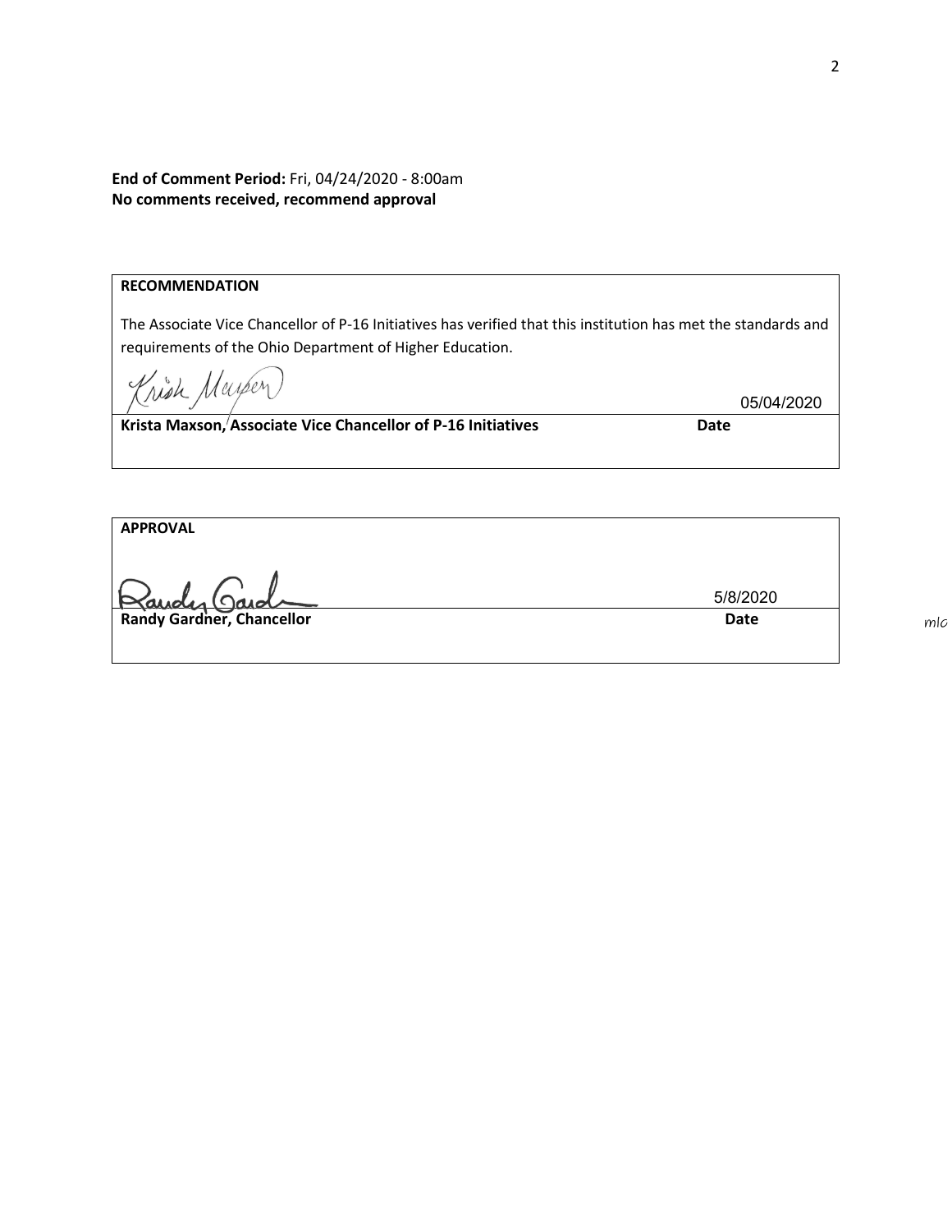**End of Comment Period:** Fri, 04/24/2020 - 8:00am
**No comments received, recommend approval**

**RECOMMENDATION**

The Associate Vice Chancellor of P-16 Initiatives has verified that this institution has met the standards and requirements of the Ohio Department of Higher Education.

05/04/2020

**Krista Maxson, Associate Vice Chancellor of P-16 Initiatives** **Date**

**APPROVAL**

5/8/2020

**Randy Gardner, Chancellor** **Date**

mlc